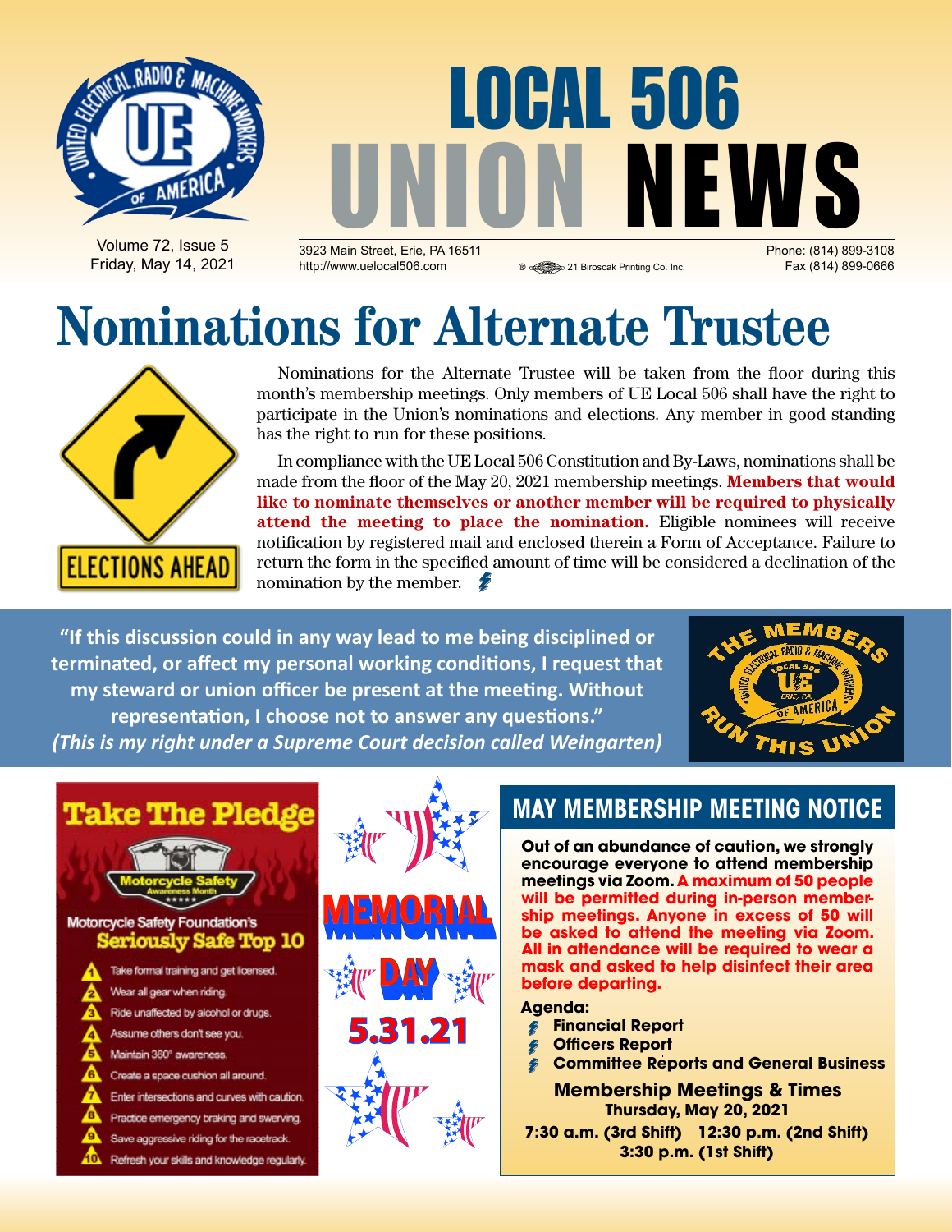# LOCAL 506 UNION NEWS

Volume 72, Issue 5
Friday, May 14, 2021

3923 Main Street, Erie, PA 16511
http://www.uelocal506.com

® 21 Biroscak Printing Co. Inc.

Phone: (814) 899-3108
Fax (814) 899-0666

# Nominations for Alternate Trustee

ELECTIONS AHEAD

Nominations for the Alternate Trustee will be taken from the floor during this month's membership meetings. Only members of UE Local 506 shall have the right to participate in the Union's nominations and elections. Any member in good standing has the right to run for these positions.

In compliance with the UE Local 506 Constitution and By-Laws, nominations shall be made from the floor of the May 20, 2021 membership meetings. **Members that would like to nominate themselves or another member will be required to physically attend the meeting to place the nomination.** Eligible nominees will receive notification by registered mail and enclosed therein a Form of Acceptance. Failure to return the form in the specified amount of time will be considered a declination of the nomination by the member.

**"If this discussion could in any way lead to me being disciplined or terminated, or affect my personal working conditions, I request that my steward or union officer be present at the meeting. Without representation, I choose not to answer any questions."**
***(This is my right under a Supreme Court decision called Weingarten)***

THE MEMBERS RUN THIS UNION

## Take The Pledge

Motorcycle Safety Awareness Month

Motorcycle Safety Foundation's
**Seriously Safe Top 10**

1. Take formal training and get licensed.
2. Wear all gear when riding.
3. Ride unaffected by alcohol or drugs.
4. Assume others don't see you.
5. Maintain 360° awareness.
6. Create a space cushion all around.
7. Enter intersections and curves with caution.
8. Practice emergency braking and swerving.
9. Save aggressive riding for the racetrack.
10. Refresh your skills and knowledge regularly.

**MEMORIAL DAY**
**5.31.21**

## MAY MEMBERSHIP MEETING NOTICE

**Out of an abundance of caution, we strongly encourage everyone to attend membership meetings via Zoom. A maximum of 50 people will be permitted during in-person membership meetings. Anyone in excess of 50 will be asked to attend the meeting via Zoom. All in attendance will be required to wear a mask and asked to help disinfect their area before departing.**

**Agenda:**

- **Financial Report**
- **Officers Report**
- **Committee Reports and General Business**

**Membership Meetings & Times**
**Thursday, May 20, 2021**
**7:30 a.m. (3rd Shift) 12:30 p.m. (2nd Shift)**
**3:30 p.m. (1st Shift)**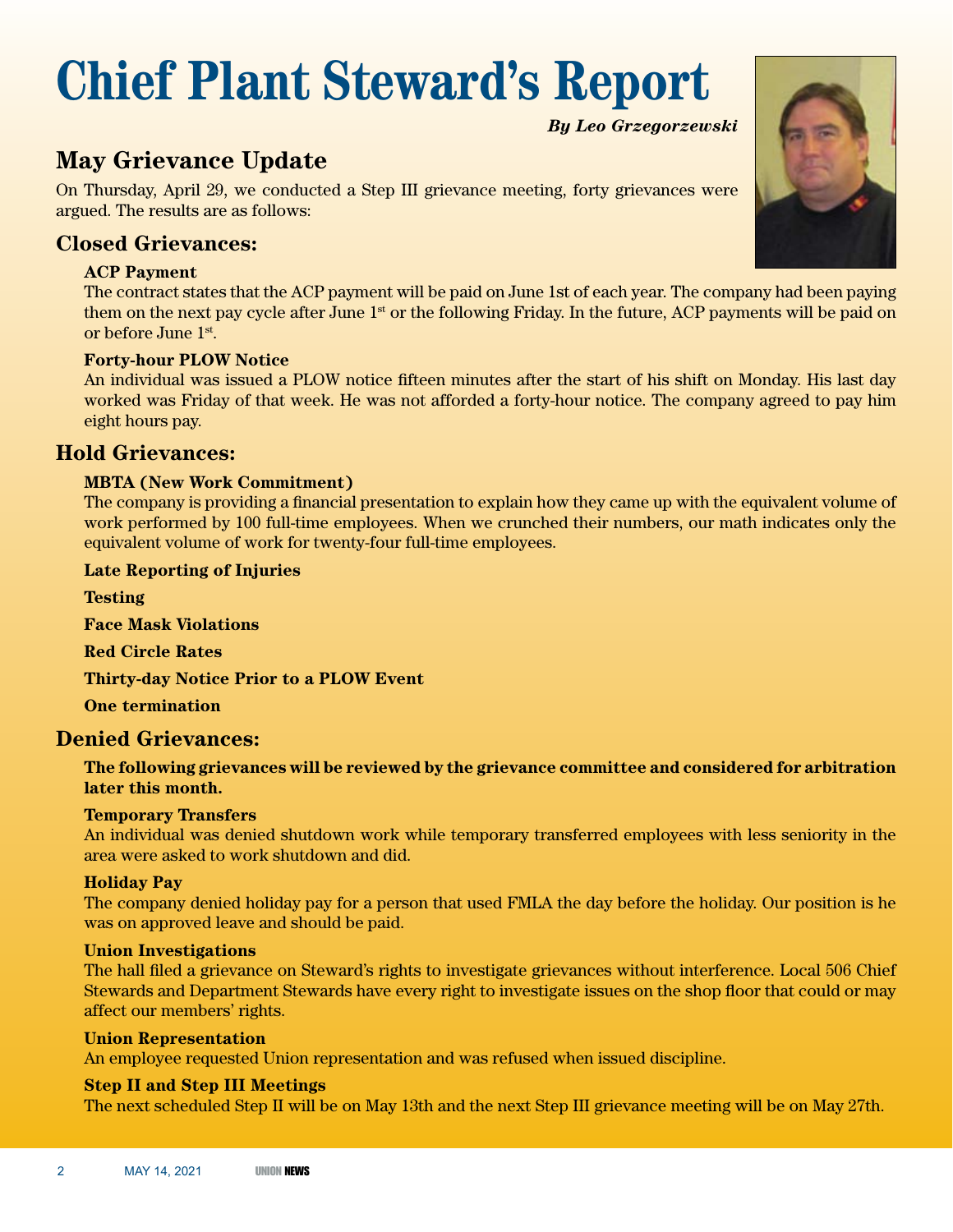# Chief Plant Steward's Report

*By Leo Grzegorzewski*

## May Grievance Update

On Thursday, April 29, we conducted a Step III grievance meeting, forty grievances were argued. The results are as follows:

### Closed Grievances:

**ACP Payment**

The contract states that the ACP payment will be paid on June 1st of each year. The company had been paying them on the next pay cycle after June 1st or the following Friday. In the future, ACP payments will be paid on or before June 1st.

**Forty-hour PLOW Notice**

An individual was issued a PLOW notice fifteen minutes after the start of his shift on Monday. His last day worked was Friday of that week. He was not afforded a forty-hour notice. The company agreed to pay him eight hours pay.

### Hold Grievances:

**MBTA (New Work Commitment)**

The company is providing a financial presentation to explain how they came up with the equivalent volume of work performed by 100 full-time employees. When we crunched their numbers, our math indicates only the equivalent volume of work for twenty-four full-time employees.

**Late Reporting of Injuries**

**Testing**

**Face Mask Violations**

**Red Circle Rates**

**Thirty-day Notice Prior to a PLOW Event**

**One termination**

### Denied Grievances:

**The following grievances will be reviewed by the grievance committee and considered for arbitration later this month.**

**Temporary Transfers**

An individual was denied shutdown work while temporary transferred employees with less seniority in the area were asked to work shutdown and did.

**Holiday Pay**

The company denied holiday pay for a person that used FMLA the day before the holiday. Our position is he was on approved leave and should be paid.

**Union Investigations**

The hall filed a grievance on Steward's rights to investigate grievances without interference. Local 506 Chief Stewards and Department Stewards have every right to investigate issues on the shop floor that could or may affect our members' rights.

**Union Representation**

An employee requested Union representation and was refused when issued discipline.

**Step II and Step III Meetings**

The next scheduled Step II will be on May 13th and the next Step III grievance meeting will be on May 27th.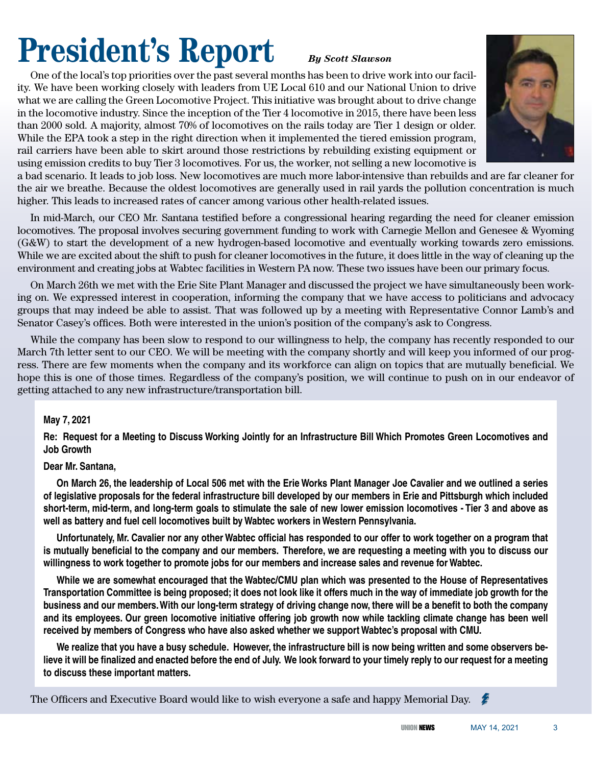# President's Report

*By Scott Slawson*

One of the local's top priorities over the past several months has been to drive work into our facility. We have been working closely with leaders from UE Local 610 and our National Union to drive what we are calling the Green Locomotive Project. This initiative was brought about to drive change in the locomotive industry. Since the inception of the Tier 4 locomotive in 2015, there have been less than 2000 sold. A majority, almost 70% of locomotives on the rails today are Tier 1 design or older. While the EPA took a step in the right direction when it implemented the tiered emission program, rail carriers have been able to skirt around those restrictions by rebuilding existing equipment or using emission credits to buy Tier 3 locomotives. For us, the worker, not selling a new locomotive is a bad scenario. It leads to job loss. New locomotives are much more labor-intensive than rebuilds and are far cleaner for the air we breathe. Because the oldest locomotives are generally used in rail yards the pollution concentration is much higher. This leads to increased rates of cancer among various other health-related issues.

In mid-March, our CEO Mr. Santana testified before a congressional hearing regarding the need for cleaner emission locomotives. The proposal involves securing government funding to work with Carnegie Mellon and Genesee & Wyoming (G&W) to start the development of a new hydrogen-based locomotive and eventually working towards zero emissions. While we are excited about the shift to push for cleaner locomotives in the future, it does little in the way of cleaning up the environment and creating jobs at Wabtec facilities in Western PA now. These two issues have been our primary focus.

On March 26th we met with the Erie Site Plant Manager and discussed the project we have simultaneously been working on. We expressed interest in cooperation, informing the company that we have access to politicians and advocacy groups that may indeed be able to assist. That was followed up by a meeting with Representative Connor Lamb's and Senator Casey's offices. Both were interested in the union's position of the company's ask to Congress.

While the company has been slow to respond to our willingness to help, the company has recently responded to our March 7th letter sent to our CEO. We will be meeting with the company shortly and will keep you informed of our progress. There are few moments when the company and its workforce can align on topics that are mutually beneficial. We hope this is one of those times. Regardless of the company's position, we will continue to push on in our endeavor of getting attached to any new infrastructure/transportation bill.

**May 7, 2021**

**Re: Request for a Meeting to Discuss Working Jointly for an Infrastructure Bill Which Promotes Green Locomotives and Job Growth**

**Dear Mr. Santana,**

**On March 26, the leadership of Local 506 met with the Erie Works Plant Manager Joe Cavalier and we outlined a series of legislative proposals for the federal infrastructure bill developed by our members in Erie and Pittsburgh which included short-term, mid-term, and long-term goals to stimulate the sale of new lower emission locomotives - Tier 3 and above as well as battery and fuel cell locomotives built by Wabtec workers in Western Pennsylvania.**

**Unfortunately, Mr. Cavalier nor any other Wabtec official has responded to our offer to work together on a program that is mutually beneficial to the company and our members. Therefore, we are requesting a meeting with you to discuss our willingness to work together to promote jobs for our members and increase sales and revenue for Wabtec.**

**While we are somewhat encouraged that the Wabtec/CMU plan which was presented to the House of Representatives Transportation Committee is being proposed; it does not look like it offers much in the way of immediate job growth for the business and our members. With our long-term strategy of driving change now, there will be a benefit to both the company and its employees. Our green locomotive initiative offering job growth now while tackling climate change has been well received by members of Congress who have also asked whether we support Wabtec's proposal with CMU.**

**We realize that you have a busy schedule. However, the infrastructure bill is now being written and some observers believe it will be finalized and enacted before the end of July. We look forward to your timely reply to our request for a meeting to discuss these important matters.**

The Officers and Executive Board would like to wish everyone a safe and happy Memorial Day.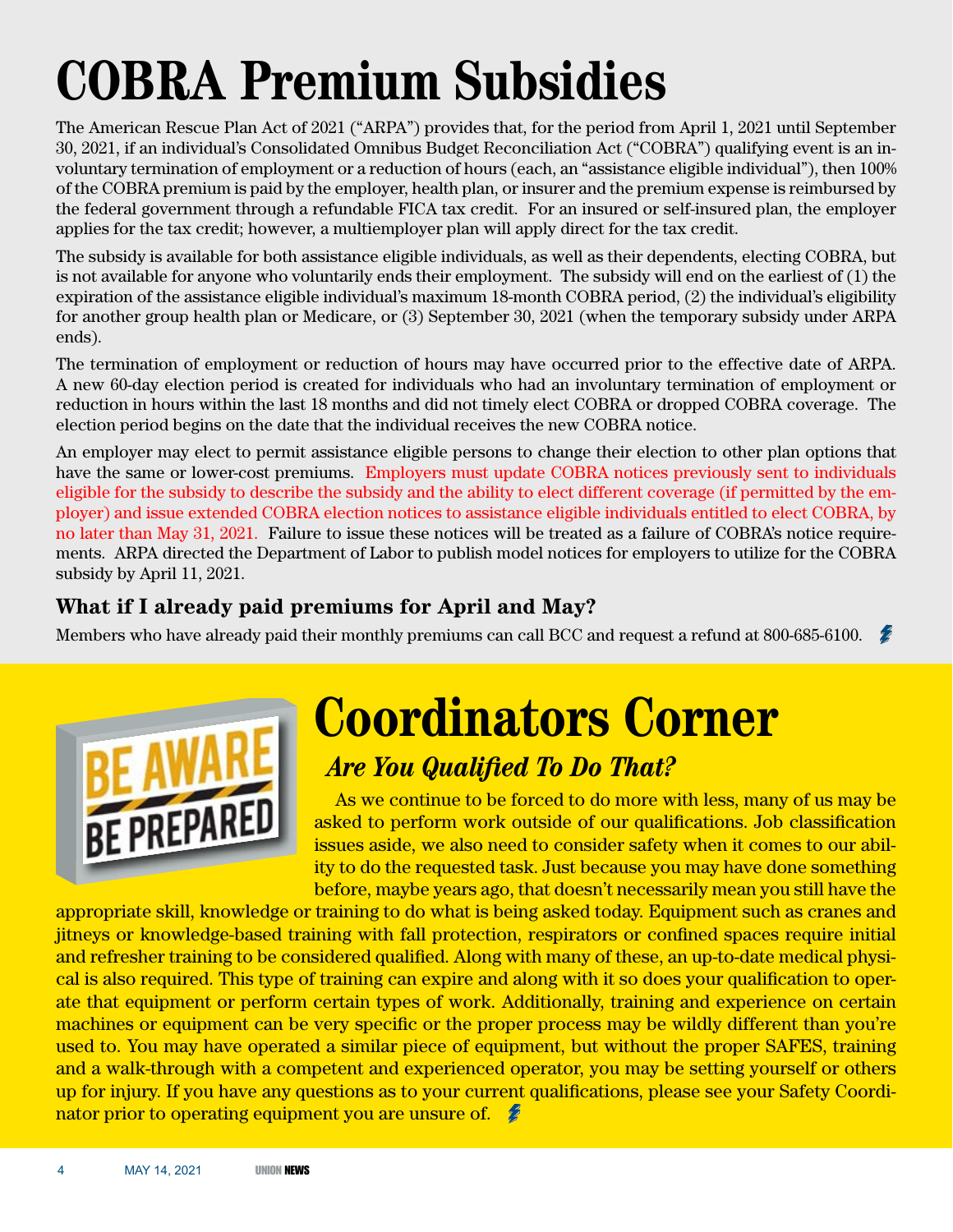# COBRA Premium Subsidies

The American Rescue Plan Act of 2021 ("ARPA") provides that, for the period from April 1, 2021 until September 30, 2021, if an individual's Consolidated Omnibus Budget Reconciliation Act ("COBRA") qualifying event is an involuntary termination of employment or a reduction of hours (each, an "assistance eligible individual"), then 100% of the COBRA premium is paid by the employer, health plan, or insurer and the premium expense is reimbursed by the federal government through a refundable FICA tax credit. For an insured or self-insured plan, the employer applies for the tax credit; however, a multiemployer plan will apply direct for the tax credit.

The subsidy is available for both assistance eligible individuals, as well as their dependents, electing COBRA, but is not available for anyone who voluntarily ends their employment. The subsidy will end on the earliest of (1) the expiration of the assistance eligible individual's maximum 18-month COBRA period, (2) the individual's eligibility for another group health plan or Medicare, or (3) September 30, 2021 (when the temporary subsidy under ARPA ends).

The termination of employment or reduction of hours may have occurred prior to the effective date of ARPA. A new 60-day election period is created for individuals who had an involuntary termination of employment or reduction in hours within the last 18 months and did not timely elect COBRA or dropped COBRA coverage. The election period begins on the date that the individual receives the new COBRA notice.

An employer may elect to permit assistance eligible persons to change their election to other plan options that have the same or lower-cost premiums. Employers must update COBRA notices previously sent to individuals eligible for the subsidy to describe the subsidy and the ability to elect different coverage (if permitted by the employer) and issue extended COBRA election notices to assistance eligible individuals entitled to elect COBRA, by no later than May 31, 2021. Failure to issue these notices will be treated as a failure of COBRA's notice requirements. ARPA directed the Department of Labor to publish model notices for employers to utilize for the COBRA subsidy by April 11, 2021.

### What if I already paid premiums for April and May?

Members who have already paid their monthly premiums can call BCC and request a refund at 800-685-6100.

# Coordinators Corner

## *Are You Qualified To Do That?*

As we continue to be forced to do more with less, many of us may be asked to perform work outside of our qualifications. Job classification issues aside, we also need to consider safety when it comes to our ability to do the requested task. Just because you may have done something before, maybe years ago, that doesn't necessarily mean you still have the appropriate skill, knowledge or training to do what is being asked today. Equipment such as cranes and jitneys or knowledge-based training with fall protection, respirators or confined spaces require initial and refresher training to be considered qualified. Along with many of these, an up-to-date medical physical is also required. This type of training can expire and along with it so does your qualification to operate that equipment or perform certain types of work. Additionally, training and experience on certain machines or equipment can be very specific or the proper process may be wildly different than you're used to. You may have operated a similar piece of equipment, but without the proper SAFES, training and a walk-through with a competent and experienced operator, you may be setting yourself or others up for injury. If you have any questions as to your current qualifications, please see your Safety Coordinator prior to operating equipment you are unsure of.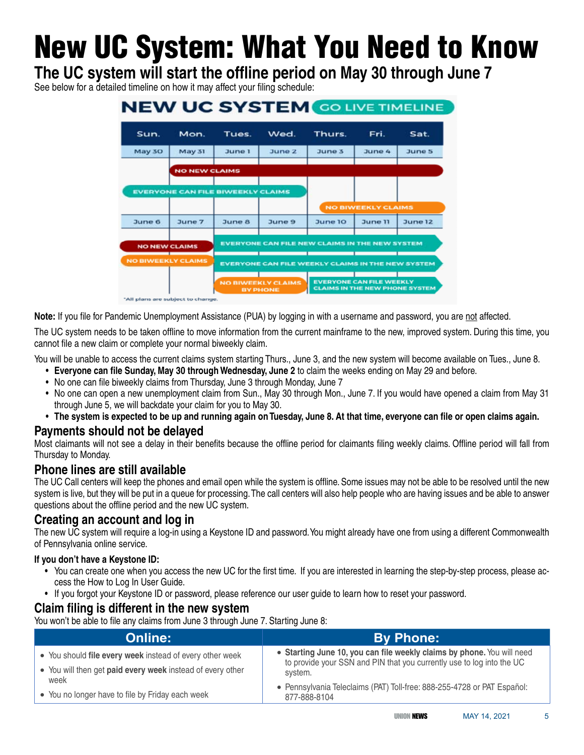# New UC System: What You Need to Know

## The UC system will start the offline period on May 30 through June 7

See below for a detailed timeline on how it may affect your filing schedule:

NEW UC SYSTEM GO LIVE TIMELINE

Sun. Mon. Tues. Wed. Thurs. Fri. Sat.

May 30 May 31 June 1 June 2 June 3 June 4 June 5

NO NEW CLAIMS

EVERYONE CAN FILE BIWEEKLY CLAIMS

NO BIWEEKLY CLAIMS

June 6 June 7 June 8 June 9 June 10 June 11 June 12

NO NEW CLAIMS

EVERYONE CAN FILE NEW CLAIMS IN THE NEW SYSTEM

NO BIWEEKLY CLAIMS

EVERYONE CAN FILE WEEKLY CLAIMS IN THE NEW SYSTEM

NO BIWEEKLY CLAIMS BY PHONE

EVERYONE CAN FILE WEEKLY CLAIMS IN THE NEW PHONE SYSTEM

*All plans are subject to change.

**Note:** If you file for Pandemic Unemployment Assistance (PUA) by logging in with a username and password, you are not affected.

The UC system needs to be taken offline to move information from the current mainframe to the new, improved system. During this time, you cannot file a new claim or complete your normal biweekly claim.

You will be unable to access the current claims system starting Thurs., June 3, and the new system will become available on Tues., June 8.

- **Everyone can file Sunday, May 30 through Wednesday, June 2** to claim the weeks ending on May 29 and before.
- No one can file biweekly claims from Thursday, June 3 through Monday, June 7
- No one can open a new unemployment claim from Sun., May 30 through Mon., June 7. If you would have opened a claim from May 31 through June 5, we will backdate your claim for you to May 30.
- **The system is expected to be up and running again on Tuesday, June 8. At that time, everyone can file or open claims again.**

## Payments should not be delayed

Most claimants will not see a delay in their benefits because the offline period for claimants filing weekly claims. Offline period will fall from Thursday to Monday.

## Phone lines are still available

The UC Call centers will keep the phones and email open while the system is offline. Some issues may not be able to be resolved until the new system is live, but they will be put in a queue for processing. The call centers will also help people who are having issues and be able to answer questions about the offline period and the new UC system.

## Creating an account and log in

The new UC system will require a log-in using a Keystone ID and password. You might already have one from using a different Commonwealth of Pennsylvania online service.

**If you don't have a Keystone ID:**

- You can create one when you access the new UC for the first time. If you are interested in learning the step-by-step process, please access the How to Log In User Guide.
- If you forgot your Keystone ID or password, please reference our user guide to learn how to reset your password.

## Claim filing is different in the new system

You won't be able to file any claims from June 3 through June 7. Starting June 8:

| Online: | By Phone: |
|---|---|
| • You should **file every week** instead of every other week<br>• You will then get **paid every week** instead of every other week<br>• You no longer have to file by Friday each week | • **Starting June 10, you can file weekly claims by phone.** You will need to provide your SSN and PIN that you currently use to log into the UC system.<br>• Pennsylvania Teleclaims (PAT) Toll-free: 888-255-4728 or PAT Español: 877-888-8104 |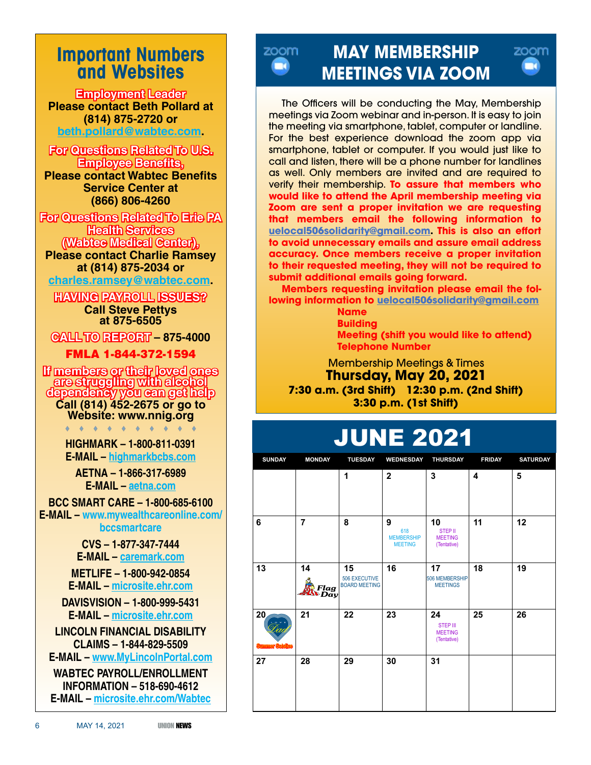# Important Numbers and Websites

**Employment Leader**
**Please contact Beth Pollard at (814) 875-2720 or beth.pollard@wabtec.com.**

**For Questions Related To U.S. Employee Benefits,**
**Please contact Wabtec Benefits Service Center at (866) 806-4260**

**For Questions Related To Erie PA Health Services (Wabtec Medical Center),**
**Please contact Charlie Ramsey at (814) 875-2034 or charles.ramsey@wabtec.com.**

**HAVING PAYROLL ISSUES?**
**Call Steve Pettys at 875-6505**

**CALL TO REPORT – 875-4000**

**FMLA 1-844-372-1594**

**If members or their loved ones are struggling with alcohol dependency you can get help**
**Call (814) 452-2675 or go to Website: www.nnig.org**

**HIGHMARK – 1-800-811-0391**
**E-MAIL – highmarkbcbs.com**

**AETNA – 1-866-317-6989**
**E-MAIL – aetna.com**

**BCC SMART CARE – 1-800-685-6100**
**E-MAIL – www.mywealthcareonline.com/bccsmartcare**

**CVS – 1-877-347-7444**
**E-MAIL – caremark.com**

**METLIFE – 1-800-942-0854**
**E-MAIL – microsite.ehr.com**

**DAVISVISION – 1-800-999-5431**
**E-MAIL – microsite.ehr.com**

**LINCOLN FINANCIAL DISABILITY CLAIMS – 1-844-829-5509**
**E-MAIL – www.MyLincolnPortal.com**

**WABTEC PAYROLL/ENROLLMENT INFORMATION – 518-690-4612**
**E-MAIL – microsite.ehr.com/Wabtec**

# MAY MEMBERSHIP MEETINGS VIA ZOOM

The Officers will be conducting the May, Membership meetings via Zoom webinar and in-person. It is easy to join the meeting via smartphone, tablet, computer or landline. For the best experience download the zoom app via smartphone, tablet or computer. If you would just like to call and listen, there will be a phone number for landlines as well. Only members are invited and are required to verify their membership. **To assure that members who would like to attend the April membership meeting via Zoom are sent a proper invitation we are requesting that members email the following information to uelocal506solidarity@gmail.com. This is also an effort to avoid unnecessary emails and assure email address accuracy. Once members receive a proper invitation to their requested meeting, they will not be required to submit additional emails going forward.**

**Members requesting invitation please email the following information to uelocal506solidarity@gmail.com**

**Name**
**Building**
**Meeting (shift you would like to attend)**
**Telephone Number**

Membership Meetings & Times
**Thursday, May 20, 2021**
**7:30 a.m. (3rd Shift) 12:30 p.m. (2nd Shift)**
**3:30 p.m. (1st Shift)**

# JUNE 2021

| SUNDAY | MONDAY | TUESDAY | WEDNESDAY | THURSDAY | FRIDAY | SATURDAY |
|---|---|---|---|---|---|---|
| | | 1 | 2 | 3 | 4 | 5 |
| 6 | 7 | 8 | 9 618 MEMBERSHIP MEETING | 10 STEP II MEETING (Tentative) | 11 | 12 |
| 13 | 14 Flag Day | 15 506 EXECUTIVE BOARD MEETING | 16 | 17 506 MEMBERSHIP MEETINGS | 18 | 19 |
| 20 Dad Summer Solstice | 21 | 22 | 23 | 24 STEP III MEETING (Tentative) | 25 | 26 |
| 27 | 28 | 29 | 30 | 31 | | |

MAY 14, 2021 UNION NEWS